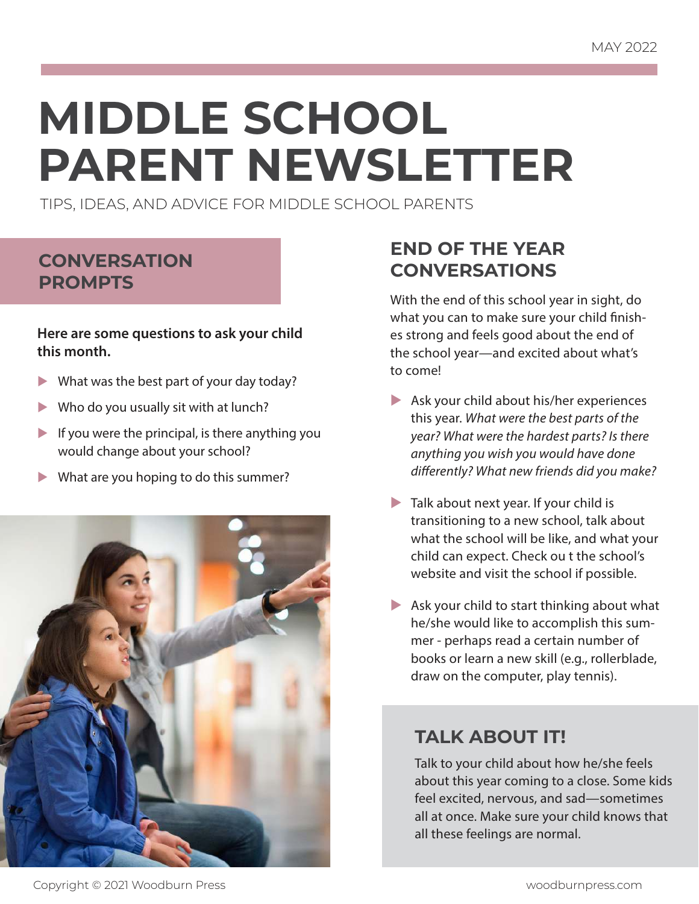MAY 2022

# MIDDLE SCHOOL PARENT NEWSLETTER

TIPS, IDEAS, AND ADVICE FOR MIDDLE SCHOOL PARENTS

## CONVERSATION PROMPTS

**Here are some questions to ask your child this month.**

- What was the best part of your day today?
- Who do you usually sit with at lunch?
- If you were the principal, is there anything you would change about your school?
- What are you hoping to do this summer?

## END OF THE YEAR CONVERSATIONS

With the end of this school year in sight, do what you can to make sure your child finishes strong and feels good about the end of the school year—and excited about what's to come!

- Ask your child about his/her experiences this year. *What were the best parts of the year? What were the hardest parts? Is there anything you wish you would have done differently? What new friends did you make?*
- Talk about next year. If your child is transitioning to a new school, talk about what the school will be like, and what your child can expect. Check ou t the school's website and visit the school if possible.
- Ask your child to start thinking about what he/she would like to accomplish this summer - perhaps read a certain number of books or learn a new skill (e.g., rollerblade, draw on the computer, play tennis).

## TALK ABOUT IT!

Talk to your child about how he/she feels about this year coming to a close. Some kids feel excited, nervous, and sad—sometimes all at once. Make sure your child knows that all these feelings are normal.

Copyright © 2021 Woodburn Press

woodburnpress.com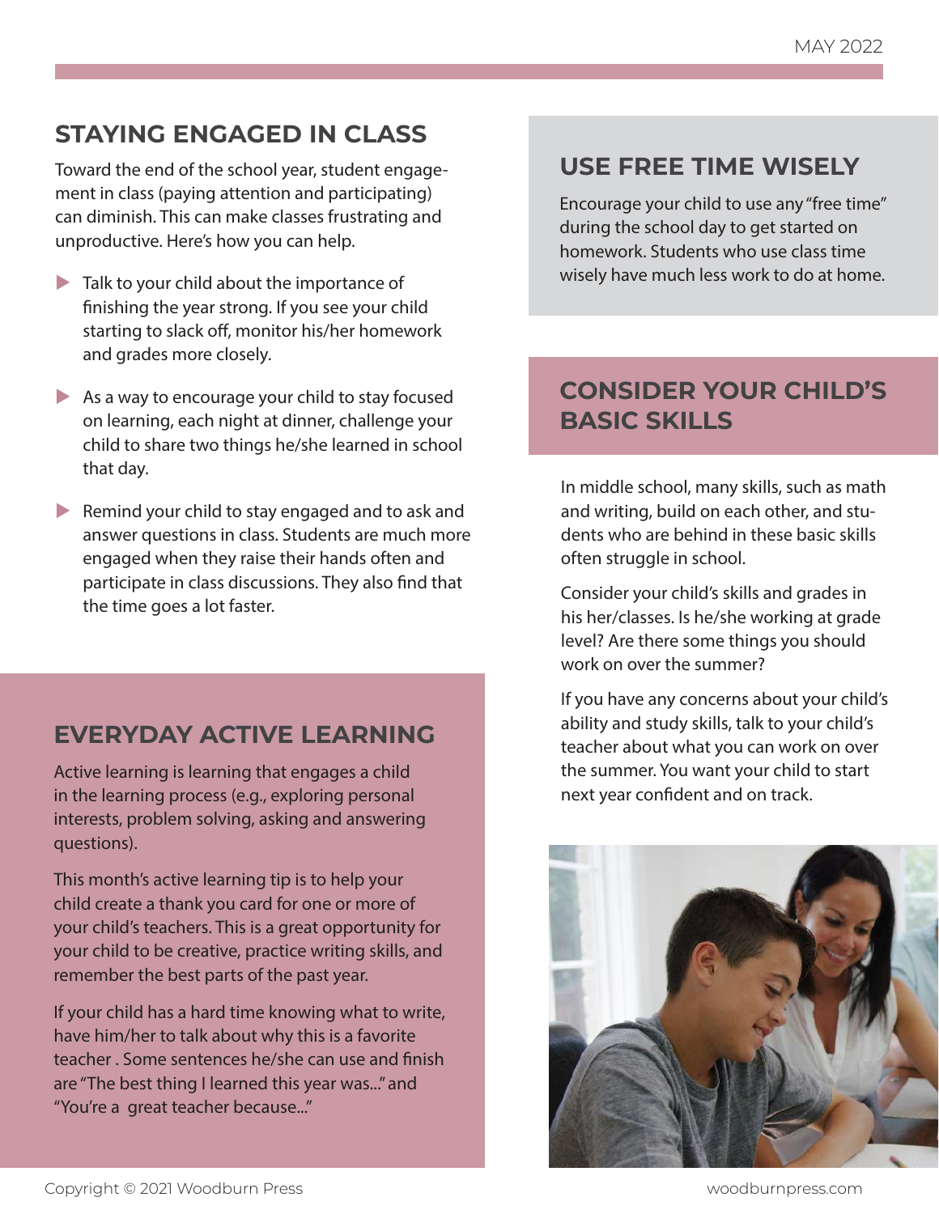## STAYING ENGAGED IN CLASS

Toward the end of the school year, student engagement in class (paying attention and participating) can diminish. This can make classes frustrating and unproductive. Here's how you can help.

- Talk to your child about the importance of finishing the year strong. If you see your child starting to slack off, monitor his/her homework and grades more closely.
- As a way to encourage your child to stay focused on learning, each night at dinner, challenge your child to share two things he/she learned in school that day.
- Remind your child to stay engaged and to ask and answer questions in class. Students are much more engaged when they raise their hands often and participate in class discussions. They also find that the time goes a lot faster.

## EVERYDAY ACTIVE LEARNING

Active learning is learning that engages a child in the learning process (e.g., exploring personal interests, problem solving, asking and answering questions).

This month's active learning tip is to help your child create a thank you card for one or more of your child's teachers. This is a great opportunity for your child to be creative, practice writing skills, and remember the best parts of the past year.

If your child has a hard time knowing what to write, have him/her to talk about why this is a favorite teacher . Some sentences he/she can use and finish are "The best thing I learned this year was..." and "You're a great teacher because..."

## USE FREE TIME WISELY

Encourage your child to use any "free time" during the school day to get started on homework. Students who use class time wisely have much less work to do at home.

## CONSIDER YOUR CHILD'S BASIC SKILLS

In middle school, many skills, such as math and writing, build on each other, and students who are behind in these basic skills often struggle in school.

Consider your child's skills and grades in his her/classes. Is he/she working at grade level? Are there some things you should work on over the summer?

If you have any concerns about your child's ability and study skills, talk to your child's teacher about what you can work on over the summer. You want your child to start next year confident and on track.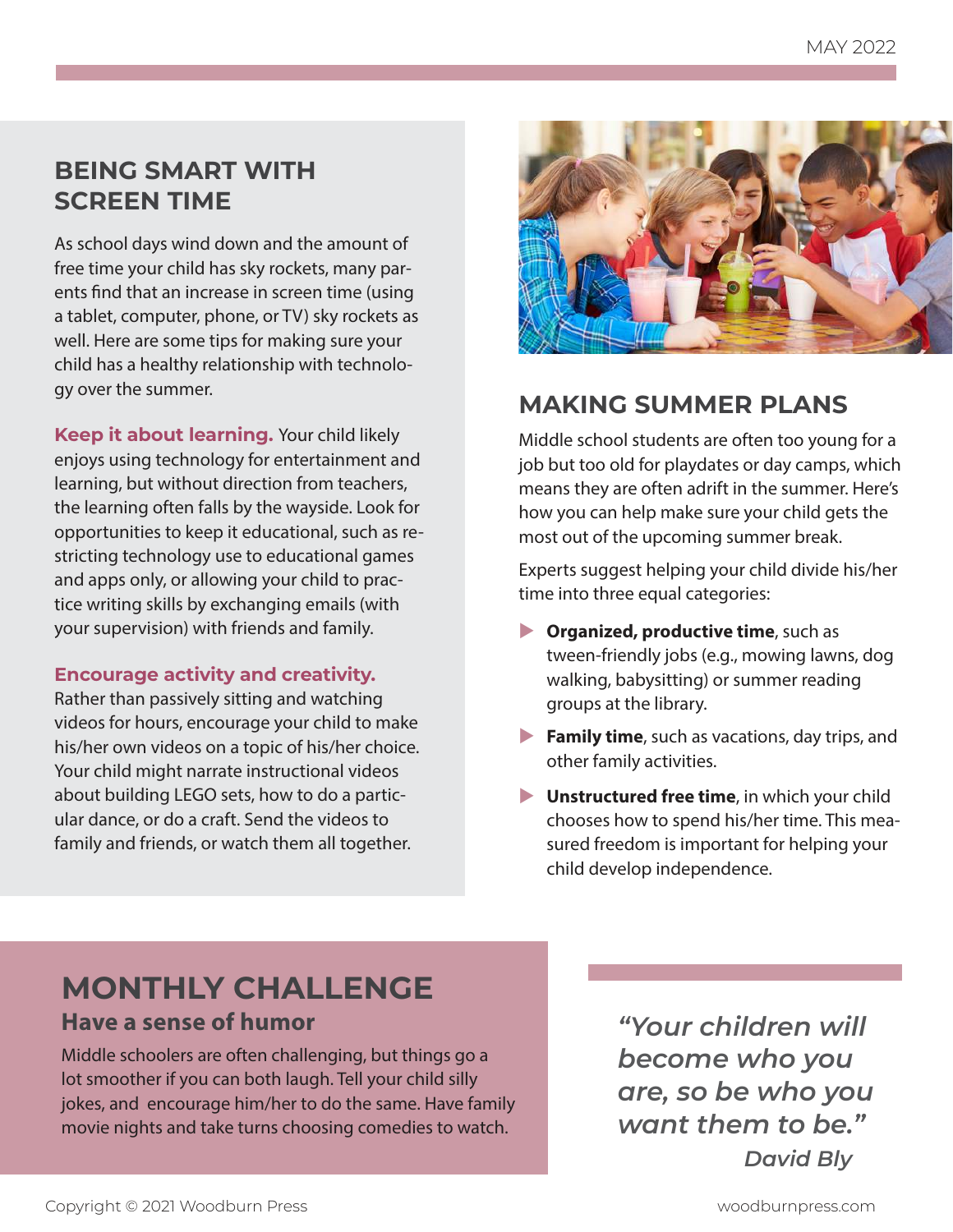## BEING SMART WITH SCREEN TIME

As school days wind down and the amount of free time your child has sky rockets, many parents find that an increase in screen time (using a tablet, computer, phone, or TV) sky rockets as well. Here are some tips for making sure your child has a healthy relationship with technology over the summer.

**Keep it about learning.** Your child likely enjoys using technology for entertainment and learning, but without direction from teachers, the learning often falls by the wayside. Look for opportunities to keep it educational, such as restricting technology use to educational games and apps only, or allowing your child to practice writing skills by exchanging emails (with your supervision) with friends and family.

**Encourage activity and creativity.** Rather than passively sitting and watching videos for hours, encourage your child to make his/her own videos on a topic of his/her choice. Your child might narrate instructional videos about building LEGO sets, how to do a particular dance, or do a craft. Send the videos to family and friends, or watch them all together.

## MAKING SUMMER PLANS

Middle school students are often too young for a job but too old for playdates or day camps, which means they are often adrift in the summer. Here's how you can help make sure your child gets the most out of the upcoming summer break.

Experts suggest helping your child divide his/her time into three equal categories:

- **Organized, productive time**, such as tween-friendly jobs (e.g., mowing lawns, dog walking, babysitting) or summer reading groups at the library.
- **Family time**, such as vacations, day trips, and other family activities.
- **Unstructured free time**, in which your child chooses how to spend his/her time. This measured freedom is important for helping your child develop independence.

## MONTHLY CHALLENGE

### Have a sense of humor

Middle schoolers are often challenging, but things go a lot smoother if you can both laugh. Tell your child silly jokes, and encourage him/her to do the same. Have family movie nights and take turns choosing comedies to watch.

*"Your children will become who you are, so be who you want them to be."*
*David Bly*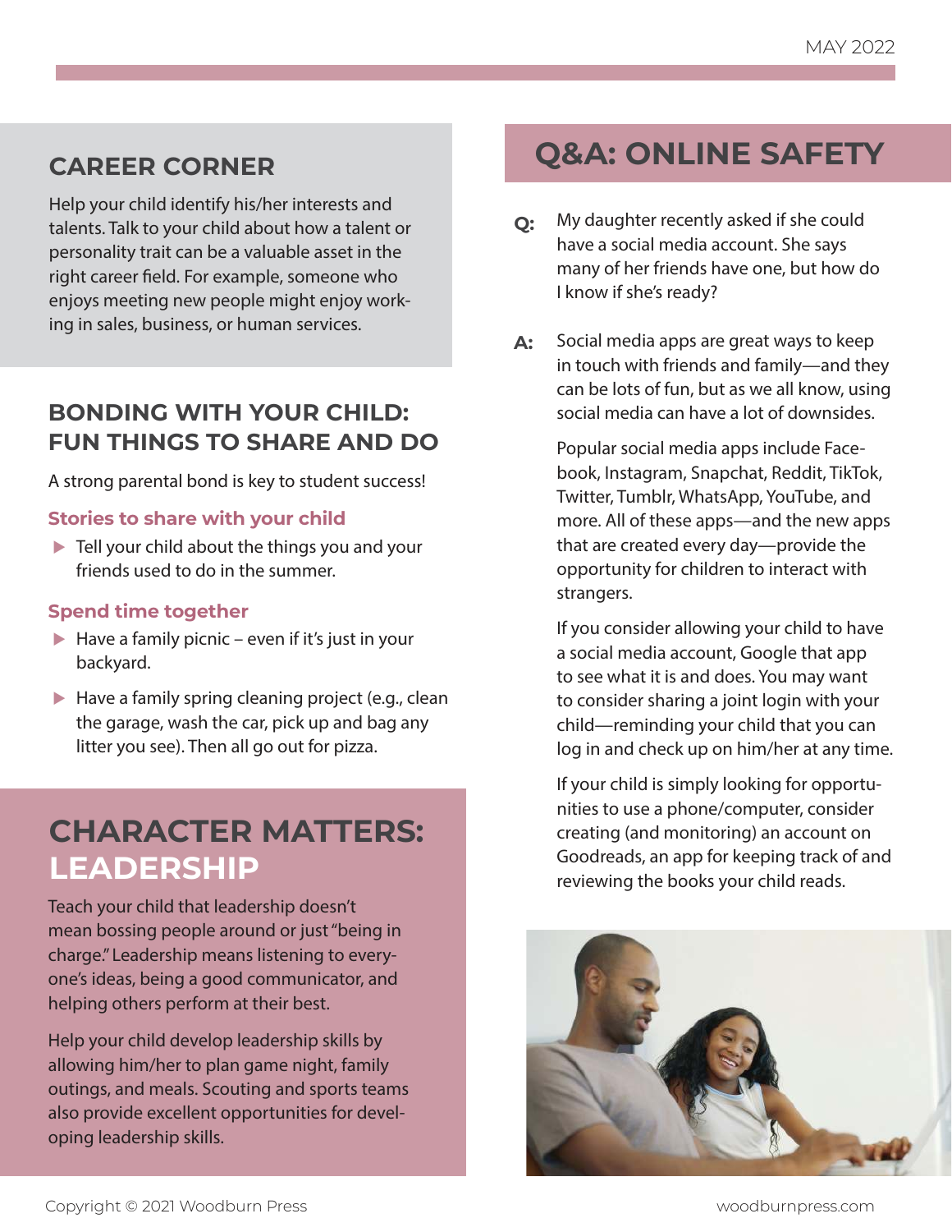## CAREER CORNER

Help your child identify his/her interests and talents. Talk to your child about how a talent or personality trait can be a valuable asset in the right career field. For example, someone who enjoys meeting new people might enjoy working in sales, business, or human services.

## BONDING WITH YOUR CHILD: FUN THINGS TO SHARE AND DO

A strong parental bond is key to student success!

### Stories to share with your child

- Tell your child about the things you and your friends used to do in the summer.

### Spend time together

- Have a family picnic – even if it's just in your backyard.
- Have a family spring cleaning project (e.g., clean the garage, wash the car, pick up and bag any litter you see). Then all go out for pizza.

## CHARACTER MATTERS: LEADERSHIP

Teach your child that leadership doesn't mean bossing people around or just "being in charge." Leadership means listening to everyone's ideas, being a good communicator, and helping others perform at their best.

Help your child develop leadership skills by allowing him/her to plan game night, family outings, and meals. Scouting and sports teams also provide excellent opportunities for developing leadership skills.

## Q&A: ONLINE SAFETY

**Q:** My daughter recently asked if she could have a social media account. She says many of her friends have one, but how do I know if she's ready?

**A:** Social media apps are great ways to keep in touch with friends and family—and they can be lots of fun, but as we all know, using social media can have a lot of downsides.

Popular social media apps include Facebook, Instagram, Snapchat, Reddit, TikTok, Twitter, Tumblr, WhatsApp, YouTube, and more. All of these apps—and the new apps that are created every day—provide the opportunity for children to interact with strangers.

If you consider allowing your child to have a social media account, Google that app to see what it is and does. You may want to consider sharing a joint login with your child—reminding your child that you can log in and check up on him/her at any time.

If your child is simply looking for opportunities to use a phone/computer, consider creating (and monitoring) an account on Goodreads, an app for keeping track of and reviewing the books your child reads.

Copyright © 2021 Woodburn Press

woodburnpress.com